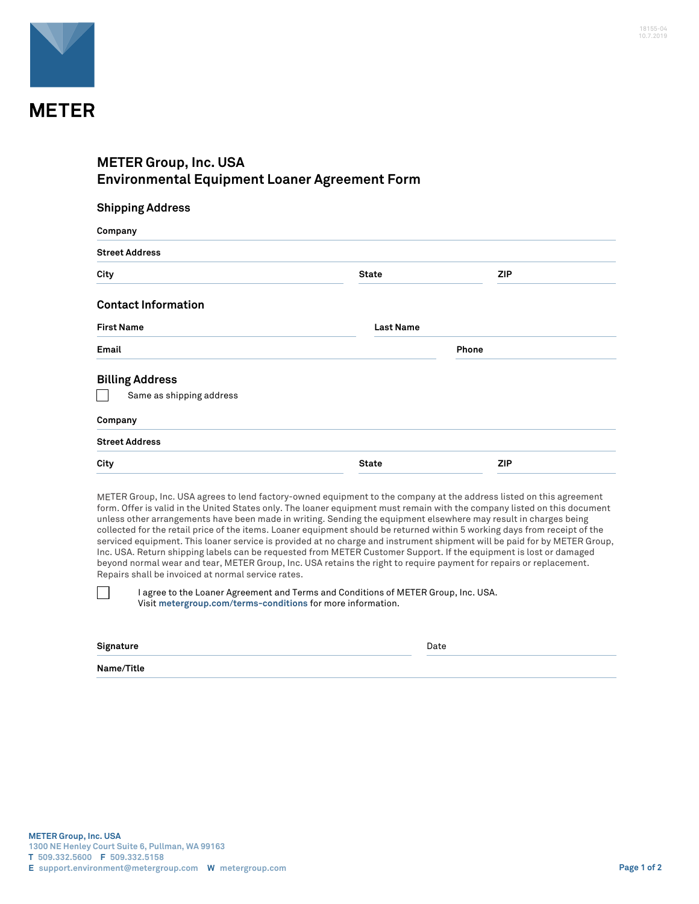METER

18155-04
10.7.2019

# METER Group, Inc. USA
# Environmental Equipment Loaner Agreement Form

## Shipping Address

**Company**

**Street Address**

**City** **State** **ZIP**

## Contact Information

**First Name** **Last Name**

**Email** **Phone**

## Billing Address

☐ Same as shipping address

**Company**

**Street Address**

**City** **State** **ZIP**

METER Group, Inc. USA agrees to lend factory-owned equipment to the company at the address listed on this agreement form. Offer is valid in the United States only. The loaner equipment must remain with the company listed on this document unless other arrangements have been made in writing. Sending the equipment elsewhere may result in charges being collected for the retail price of the items. Loaner equipment should be returned within 5 working days from receipt of the serviced equipment. This loaner service is provided at no charge and instrument shipment will be paid for by METER Group, Inc. USA. Return shipping labels can be requested from METER Customer Support. If the equipment is lost or damaged beyond normal wear and tear, METER Group, Inc. USA retains the right to require payment for repairs or replacement. Repairs shall be invoiced at normal service rates.

☐ I agree to the Loaner Agreement and Terms and Conditions of METER Group, Inc. USA. Visit **metergroup.com/terms-conditions** for more information.

**Signature** Date

**Name/Title**

**METER Group, Inc. USA**
1300 NE Henley Court Suite 6, Pullman, WA 99163
**T** 509.332.5600 **F** 509.332.5158
**E** support.environment@metergroup.com **W** metergroup.com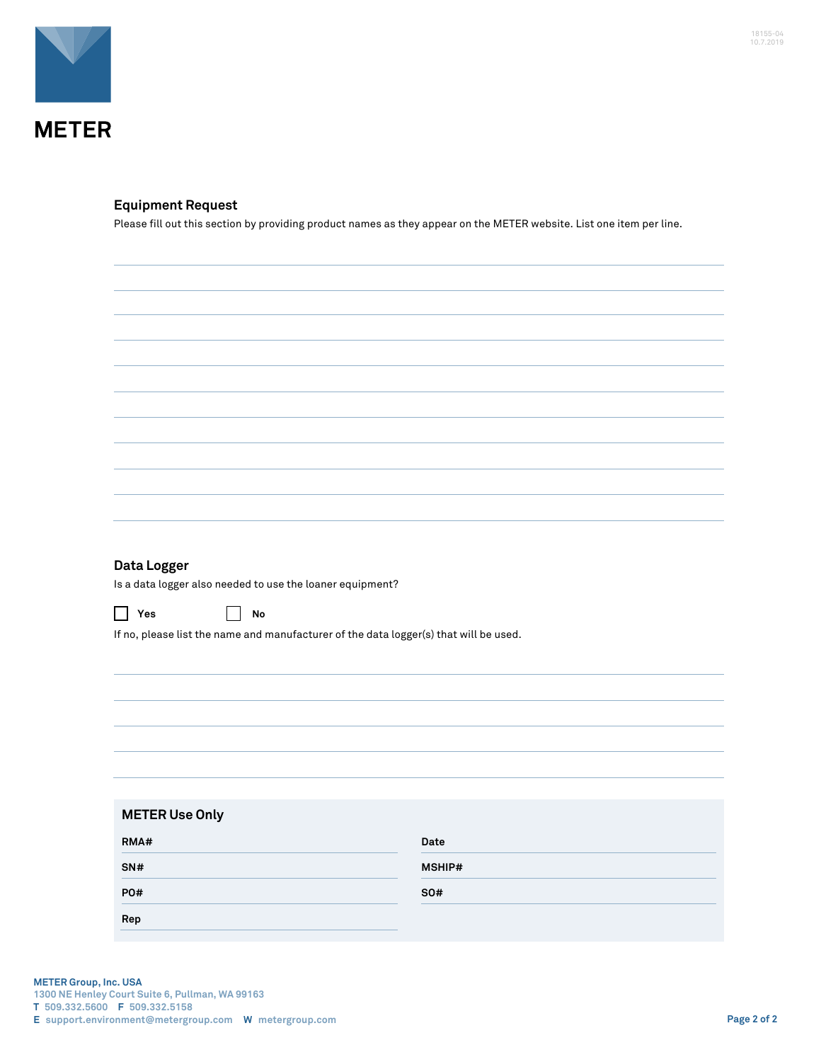**METER**

## Equipment Request

Please fill out this section by providing product names as they appear on the METER website. List one item per line.

## Data Logger

Is a data logger also needed to use the loaner equipment?

☐ **Yes** ☐ **No**

If no, please list the name and manufacturer of the data logger(s) that will be used.

### METER Use Only

| | |
|---|---|
| **RMA#** | **Date** |
| **SN#** | **MSHIP#** |
| **PO#** | **SO#** |
| **Rep** | |

**METER Group, Inc. USA**
1300 NE Henley Court Suite 6, Pullman, WA 99163
**T** 509.332.5600 **F** 509.332.5158
**E** support.environment@metergroup.com **W** metergroup.com